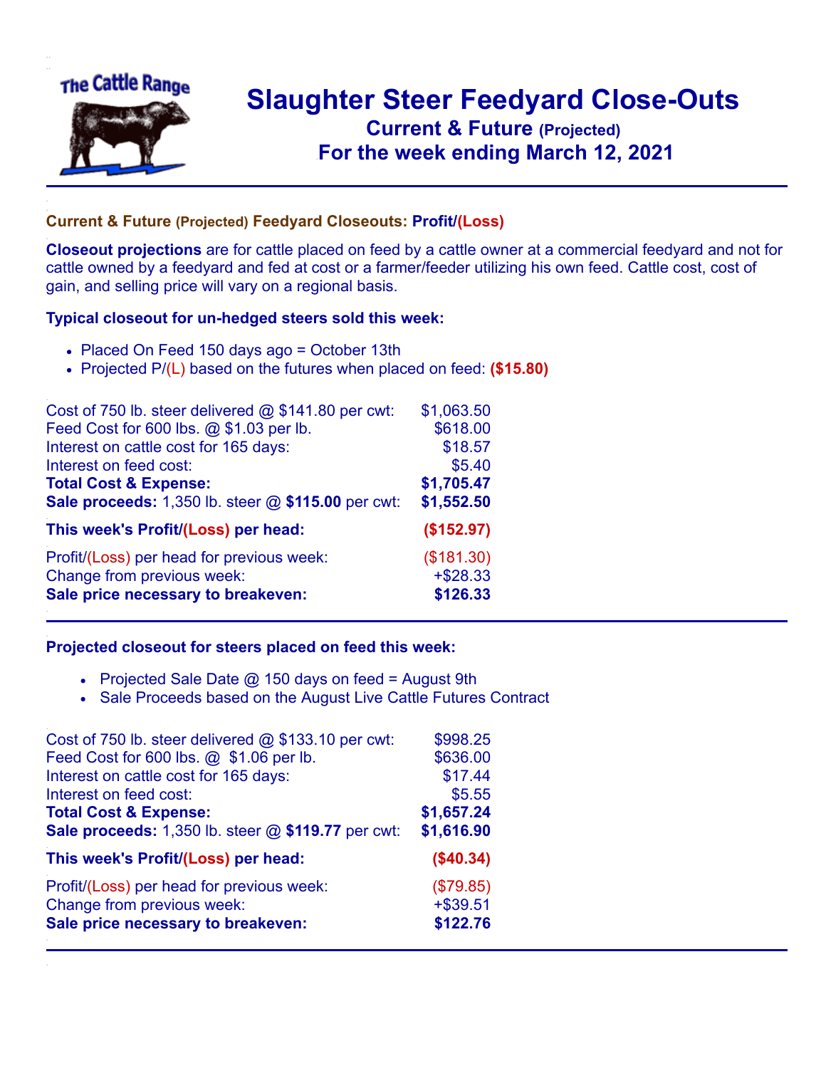# Slaughter Steer Feedyard Close-Outs

## Current & Future (Projected)

## For the week ending March 12, 2021

### Current & Future (Projected) Feedyard Closeouts: Profit/(Loss)

**Closeout projections** are for cattle placed on feed by a cattle owner at a commercial feedyard and not for cattle owned by a feedyard and fed at cost or a farmer/feeder utilizing his own feed. Cattle cost, cost of gain, and selling price will vary on a regional basis.

### Typical closeout for un-hedged steers sold this week:

- Placed On Feed 150 days ago = October 13th
- Projected P/(L) based on the futures when placed on feed: **($15.80)**

| | |
|---|---|
| Cost of 750 lb. steer delivered @ $141.80 per cwt: | $1,063.50 |
| Feed Cost for 600 lbs. @ $1.03 per lb. | $618.00 |
| Interest on cattle cost for 165 days: | $18.57 |
| Interest on feed cost: | $5.40 |
| **Total Cost & Expense:** | **$1,705.47** |
| **Sale proceeds:** 1,350 lb. steer @ **$115.00** per cwt: | **$1,552.50** |
| **This week's Profit/(Loss) per head:** | **($152.97)** |
| Profit/(Loss) per head for previous week: | ($181.30) |
| Change from previous week: | +$28.33 |
| **Sale price necessary to breakeven:** | **$126.33** |

### Projected closeout for steers placed on feed this week:

- Projected Sale Date @ 150 days on feed = August 9th
- Sale Proceeds based on the August Live Cattle Futures Contract

| | |
|---|---|
| Cost of 750 lb. steer delivered @ $133.10 per cwt: | $998.25 |
| Feed Cost for 600 lbs. @ $1.06 per lb. | $636.00 |
| Interest on cattle cost for 165 days: | $17.44 |
| Interest on feed cost: | $5.55 |
| **Total Cost & Expense:** | **$1,657.24** |
| **Sale proceeds:** 1,350 lb. steer @ **$119.77** per cwt: | **$1,616.90** |
| **This week's Profit/(Loss) per head:** | **($40.34)** |
| Profit/(Loss) per head for previous week: | ($79.85) |
| Change from previous week: | +$39.51 |
| **Sale price necessary to breakeven:** | **$122.76** |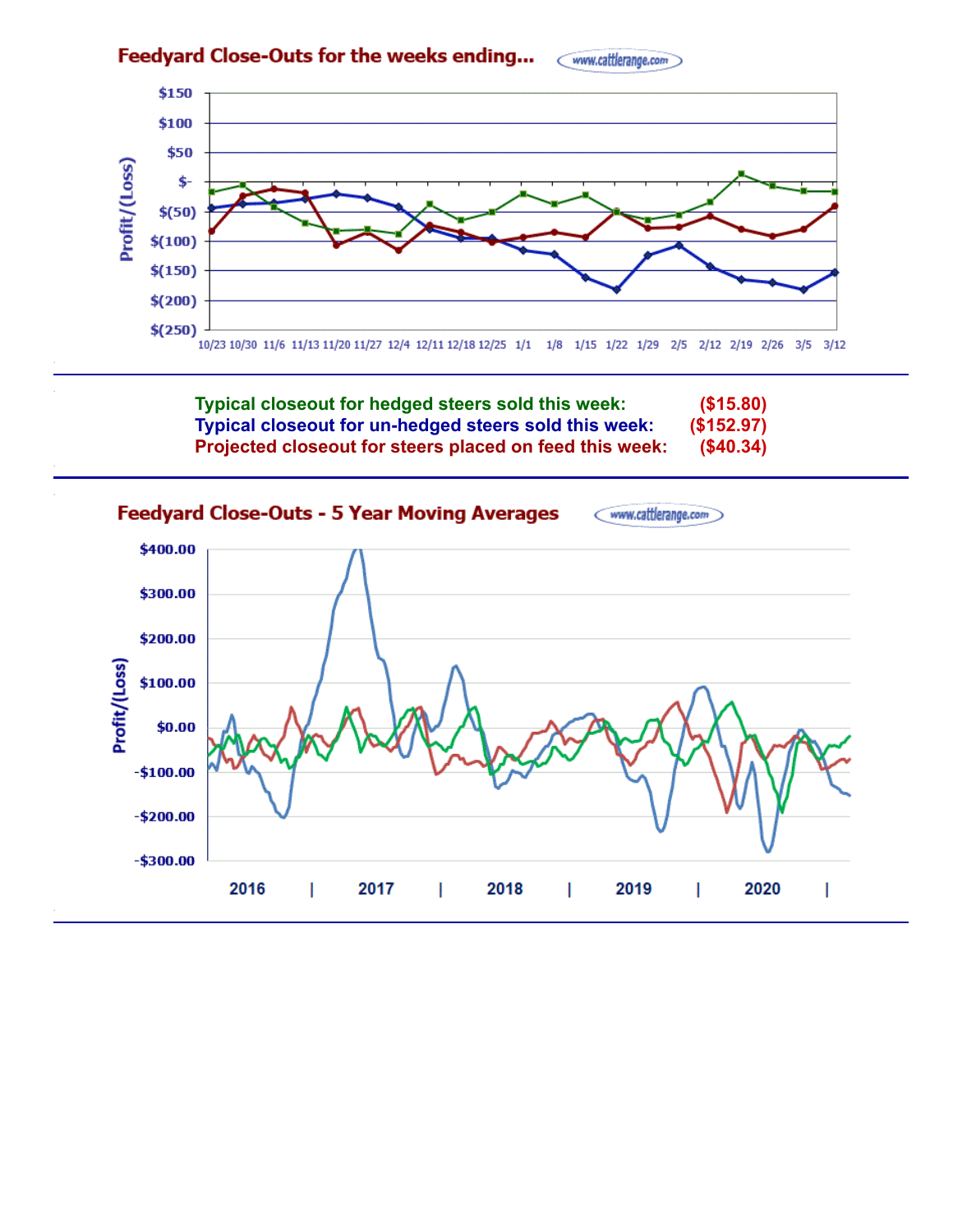## Feedyard Close-Outs for the weeks ending...

www.cattlerange.com

$150
$100
$50
$-
$(50)
$(100)
$(150)
$(200)
$(250)

Profit/(Loss)

10/23 10/30 11/6 11/13 11/20 11/27 12/4 12/11 12/18 12/25 1/1 1/8 1/15 1/22 1/29 2/5 2/12 2/19 2/26 3/5 3/12

---

| | |
|---|---|
| **Typical closeout for hedged steers sold this week:** | **($15.80)** |
| **Typical closeout for un-hedged steers sold this week:** | **($152.97)** |
| **Projected closeout for steers placed on feed this week:** | **($40.34)** |

---

## Feedyard Close-Outs - 5 Year Moving Averages

www.cattlerange.com

$400.00
$300.00
$200.00
$100.00
$0.00
-$100.00
-$200.00
-$300.00

Profit/(Loss)

2016 | 2017 | 2018 | 2019 | 2020 |